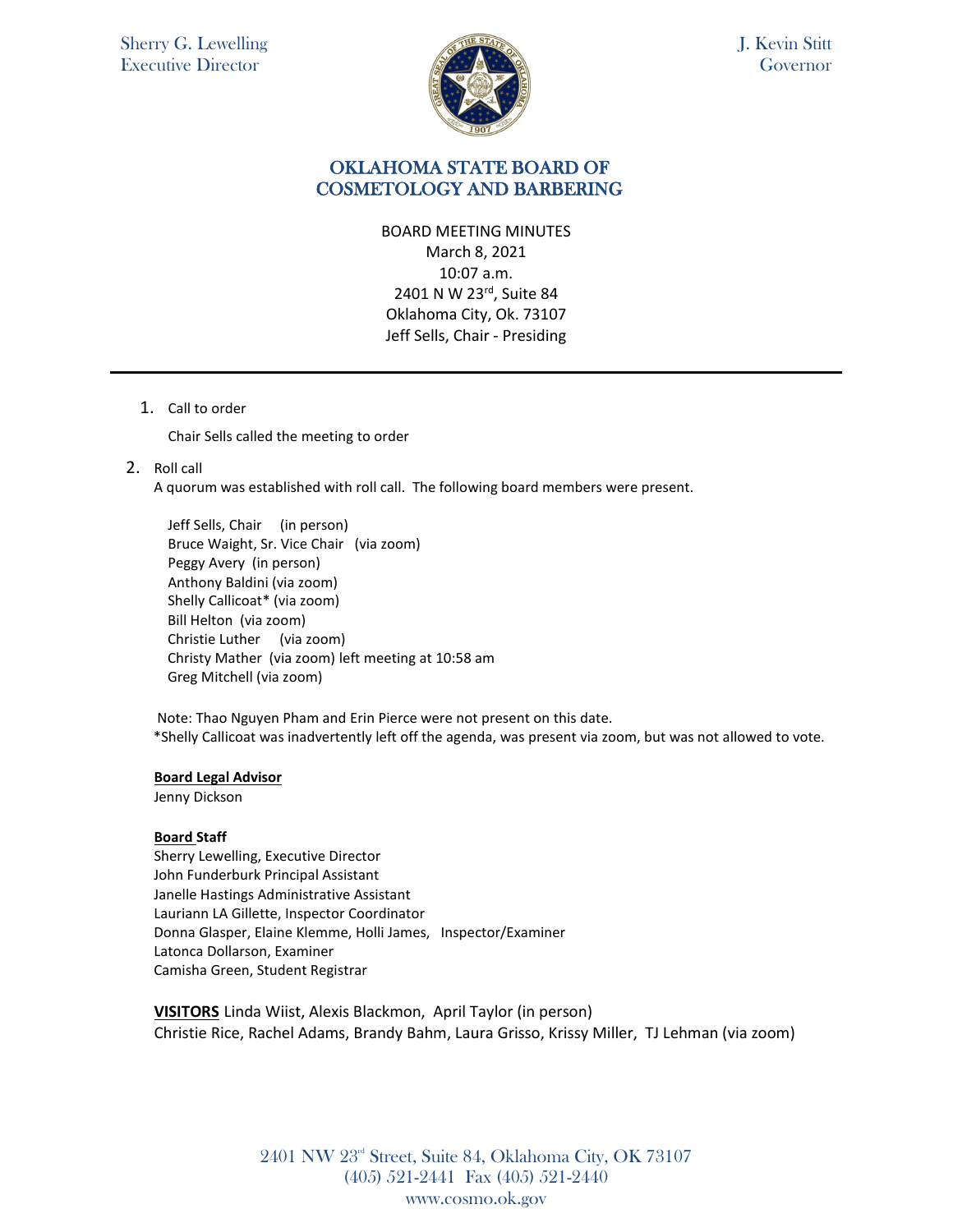Sherry G. Lewelling
Executive Director

J. Kevin Stitt
Governor

# OKLAHOMA STATE BOARD OF COSMETOLOGY AND BARBERING

BOARD MEETING MINUTES
March 8, 2021
10:07 a.m.
2401 N W 23rd, Suite 84
Oklahoma City, Ok. 73107
Jeff Sells, Chair - Presiding

---

1. Call to order

   Chair Sells called the meeting to order

2. Roll call

   A quorum was established with roll call. The following board members were present.

   Jeff Sells, Chair (in person)
   Bruce Waight, Sr. Vice Chair (via zoom)
   Peggy Avery (in person)
   Anthony Baldini (via zoom)
   Shelly Callicoat* (via zoom)
   Bill Helton (via zoom)
   Christie Luther (via zoom)
   Christy Mather (via zoom) left meeting at 10:58 am
   Greg Mitchell (via zoom)

   Note: Thao Nguyen Pham and Erin Pierce were not present on this date.
   *Shelly Callicoat was inadvertently left off the agenda, was present via zoom, but was not allowed to vote.

**Board Legal Advisor**
Jenny Dickson

**Board Staff**
Sherry Lewelling, Executive Director
John Funderburk Principal Assistant
Janelle Hastings Administrative Assistant
Lauriann LA Gillette, Inspector Coordinator
Donna Glasper, Elaine Klemme, Holli James, Inspector/Examiner
Latonca Dollarson, Examiner
Camisha Green, Student Registrar

**VISITORS** Linda Wiist, Alexis Blackmon, April Taylor (in person)
Christie Rice, Rachel Adams, Brandy Bahm, Laura Grisso, Krissy Miller, TJ Lehman (via zoom)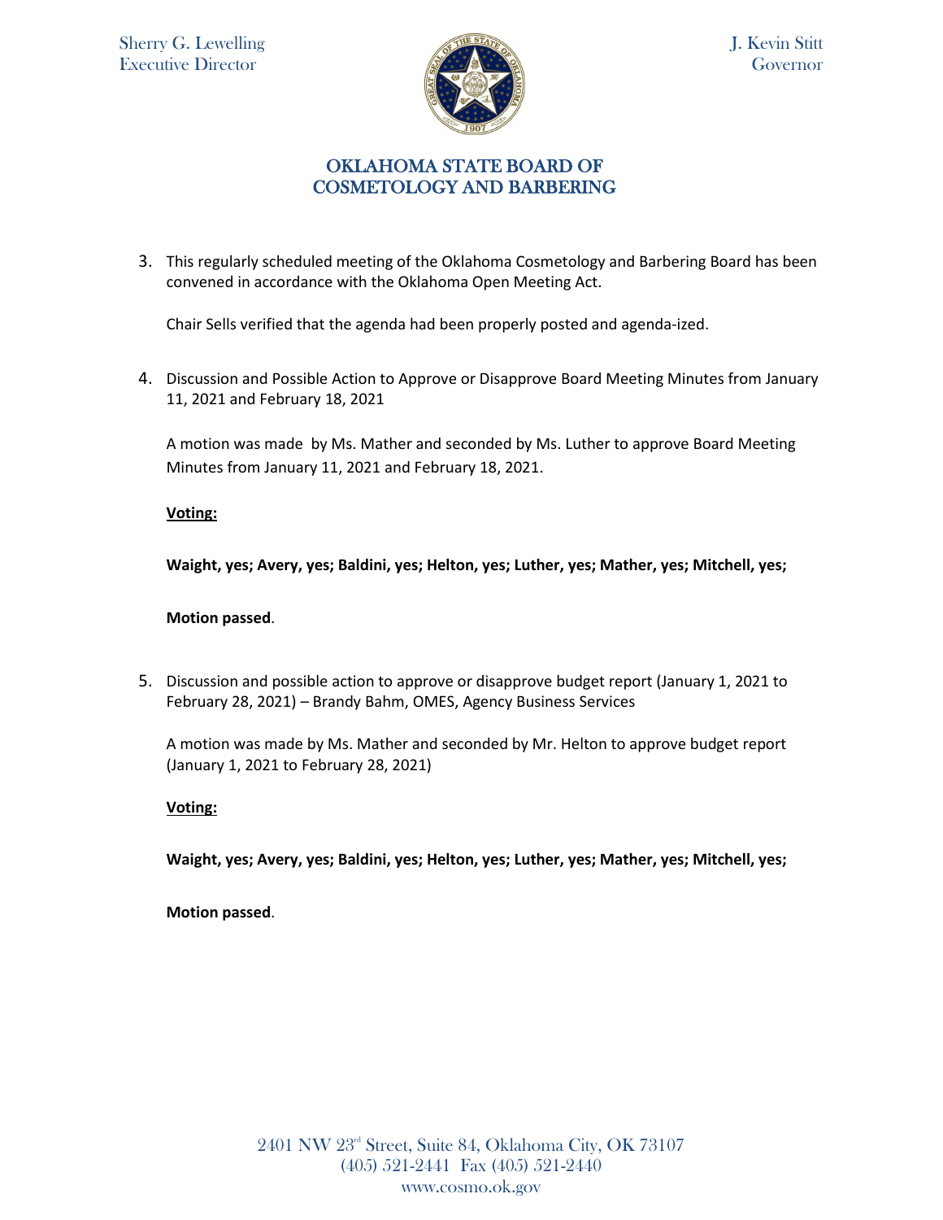3. This regularly scheduled meeting of the Oklahoma Cosmetology and Barbering Board has been convened in accordance with the Oklahoma Open Meeting Act.

   Chair Sells verified that the agenda had been properly posted and agenda-ized.

4. Discussion and Possible Action to Approve or Disapprove Board Meeting Minutes from January 11, 2021 and February 18, 2021

   A motion was made by Ms. Mather and seconded by Ms. Luther to approve Board Meeting Minutes from January 11, 2021 and February 18, 2021.

   **Voting:**

   **Waight, yes; Avery, yes; Baldini, yes; Helton, yes; Luther, yes; Mather, yes; Mitchell, yes;**

   **Motion passed**.

5. Discussion and possible action to approve or disapprove budget report (January 1, 2021 to February 28, 2021) – Brandy Bahm, OMES, Agency Business Services

   A motion was made by Ms. Mather and seconded by Mr. Helton to approve budget report (January 1, 2021 to February 28, 2021)

   **Voting:**

   **Waight, yes; Avery, yes; Baldini, yes; Helton, yes; Luther, yes; Mather, yes; Mitchell, yes;**

   **Motion passed**.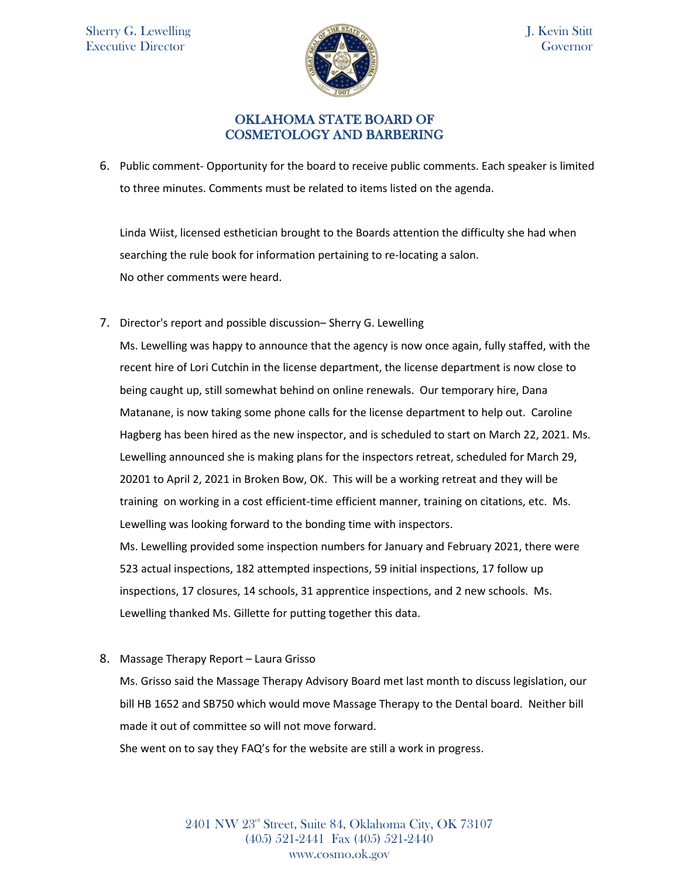6. Public comment- Opportunity for the board to receive public comments. Each speaker is limited to three minutes. Comments must be related to items listed on the agenda.

   Linda Wiist, licensed esthetician brought to the Boards attention the difficulty she had when searching the rule book for information pertaining to re-locating a salon.
   No other comments were heard.

7. Director's report and possible discussion– Sherry G. Lewelling
   Ms. Lewelling was happy to announce that the agency is now once again, fully staffed, with the recent hire of Lori Cutchin in the license department, the license department is now close to being caught up, still somewhat behind on online renewals. Our temporary hire, Dana Matanane, is now taking some phone calls for the license department to help out. Caroline Hagberg has been hired as the new inspector, and is scheduled to start on March 22, 2021. Ms. Lewelling announced she is making plans for the inspectors retreat, scheduled for March 29, 20201 to April 2, 2021 in Broken Bow, OK. This will be a working retreat and they will be training on working in a cost efficient-time efficient manner, training on citations, etc. Ms. Lewelling was looking forward to the bonding time with inspectors.
   Ms. Lewelling provided some inspection numbers for January and February 2021, there were 523 actual inspections, 182 attempted inspections, 59 initial inspections, 17 follow up inspections, 17 closures, 14 schools, 31 apprentice inspections, and 2 new schools. Ms. Lewelling thanked Ms. Gillette for putting together this data.

8. Massage Therapy Report – Laura Grisso
   Ms. Grisso said the Massage Therapy Advisory Board met last month to discuss legislation, our bill HB 1652 and SB750 which would move Massage Therapy to the Dental board. Neither bill made it out of committee so will not move forward.
   She went on to say they FAQ's for the website are still a work in progress.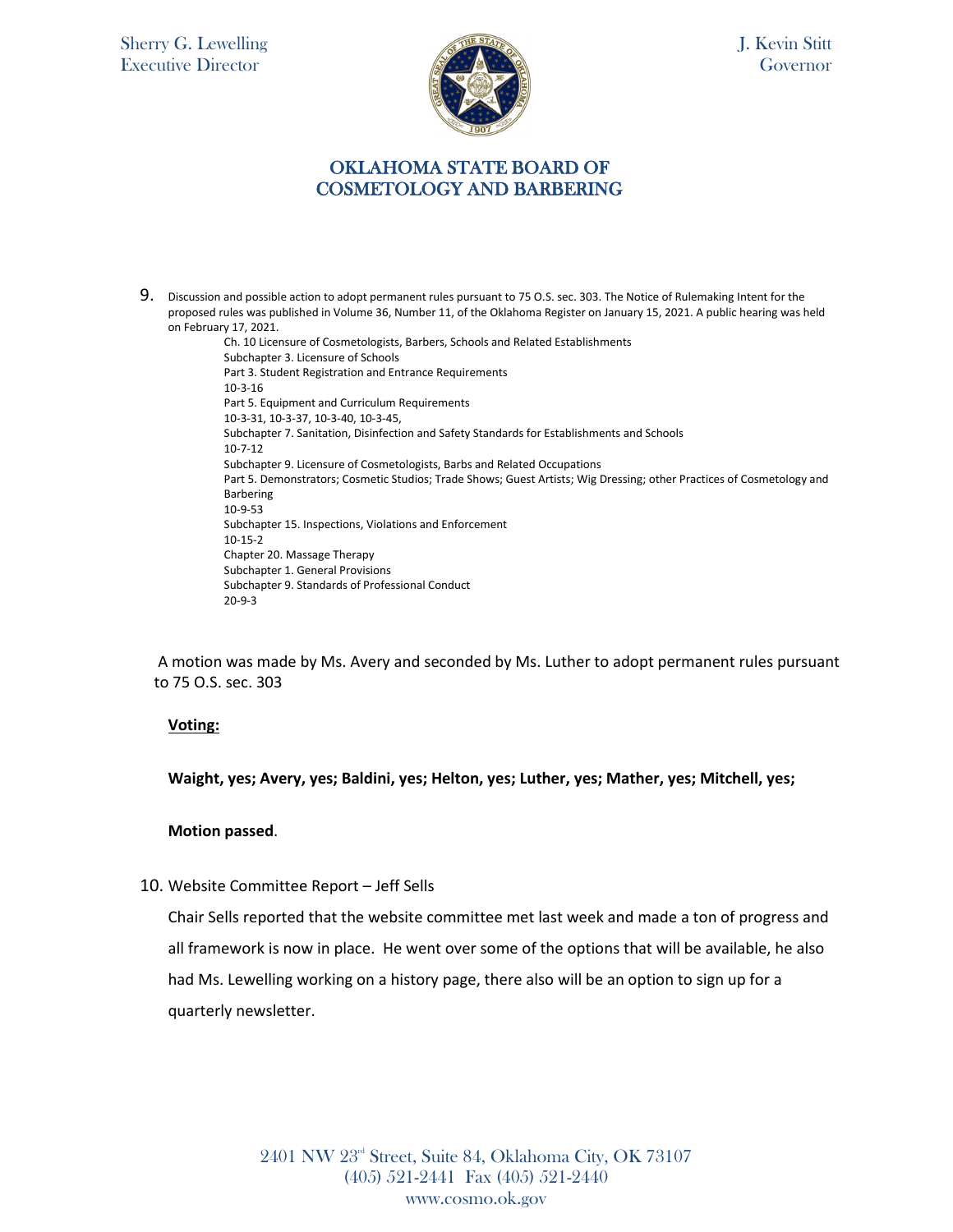9. Discussion and possible action to adopt permanent rules pursuant to 75 O.S. sec. 303. The Notice of Rulemaking Intent for the proposed rules was published in Volume 36, Number 11, of the Oklahoma Register on January 15, 2021. A public hearing was held on February 17, 2021.

   Ch. 10 Licensure of Cosmetologists, Barbers, Schools and Related Establishments
   Subchapter 3. Licensure of Schools
   Part 3. Student Registration and Entrance Requirements
   10-3-16
   Part 5. Equipment and Curriculum Requirements
   10-3-31, 10-3-37, 10-3-40, 10-3-45,
   Subchapter 7. Sanitation, Disinfection and Safety Standards for Establishments and Schools
   10-7-12
   Subchapter 9. Licensure of Cosmetologists, Barbs and Related Occupations
   Part 5. Demonstrators; Cosmetic Studios; Trade Shows; Guest Artists; Wig Dressing; other Practices of Cosmetology and Barbering
   10-9-53
   Subchapter 15. Inspections, Violations and Enforcement
   10-15-2
   Chapter 20. Massage Therapy
   Subchapter 1. General Provisions
   Subchapter 9. Standards of Professional Conduct
   20-9-3

A motion was made by Ms. Avery and seconded by Ms. Luther to adopt permanent rules pursuant to 75 O.S. sec. 303

**Voting:**

**Waight, yes; Avery, yes; Baldini, yes; Helton, yes; Luther, yes; Mather, yes; Mitchell, yes;**

**Motion passed**.

10. Website Committee Report – Jeff Sells

    Chair Sells reported that the website committee met last week and made a ton of progress and all framework is now in place. He went over some of the options that will be available, he also had Ms. Lewelling working on a history page, there also will be an option to sign up for a quarterly newsletter.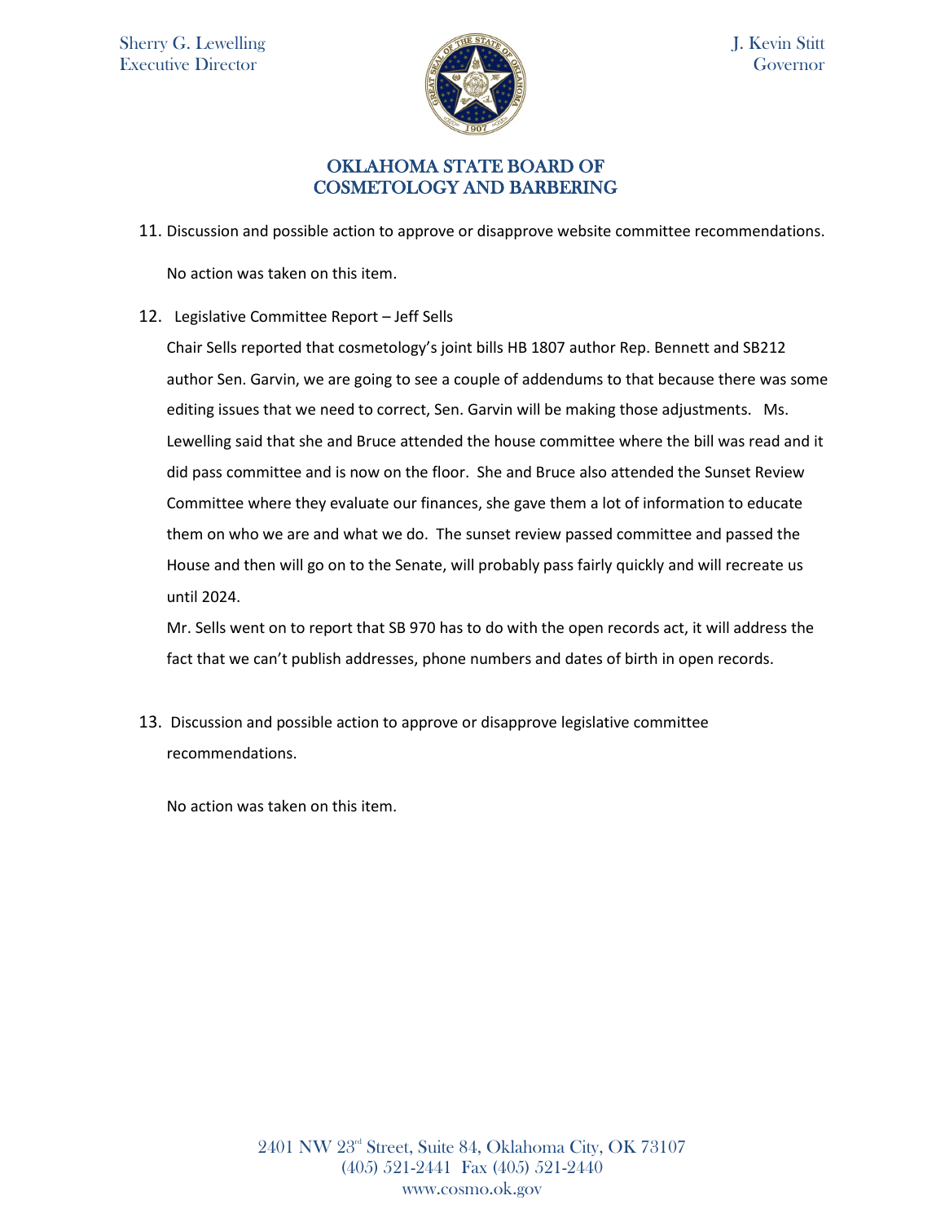11. Discussion and possible action to approve or disapprove website committee recommendations.

    No action was taken on this item.

12. Legislative Committee Report – Jeff Sells

    Chair Sells reported that cosmetology's joint bills HB 1807 author Rep. Bennett and SB212 author Sen. Garvin, we are going to see a couple of addendums to that because there was some editing issues that we need to correct, Sen. Garvin will be making those adjustments. Ms. Lewelling said that she and Bruce attended the house committee where the bill was read and it did pass committee and is now on the floor. She and Bruce also attended the Sunset Review Committee where they evaluate our finances, she gave them a lot of information to educate them on who we are and what we do. The sunset review passed committee and passed the House and then will go on to the Senate, will probably pass fairly quickly and will recreate us until 2024.

    Mr. Sells went on to report that SB 970 has to do with the open records act, it will address the fact that we can't publish addresses, phone numbers and dates of birth in open records.

13. Discussion and possible action to approve or disapprove legislative committee recommendations.

    No action was taken on this item.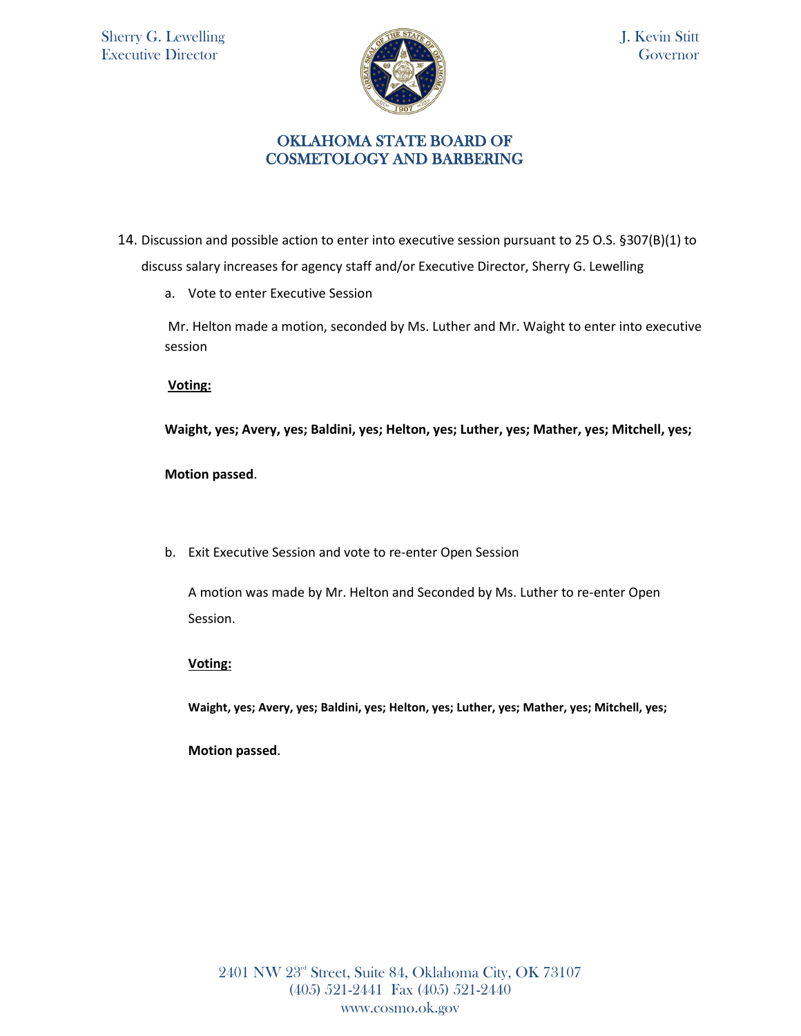14. Discussion and possible action to enter into executive session pursuant to 25 O.S. §307(B)(1) to discuss salary increases for agency staff and/or Executive Director, Sherry G. Lewelling

    a. Vote to enter Executive Session

    Mr. Helton made a motion, seconded by Ms. Luther and Mr. Waight to enter into executive session

    **Voting:**

    **Waight, yes; Avery, yes; Baldini, yes; Helton, yes; Luther, yes; Mather, yes; Mitchell, yes;**

    **Motion passed**.

    b. Exit Executive Session and vote to re-enter Open Session

    A motion was made by Mr. Helton and Seconded by Ms. Luther to re-enter Open Session.

    **Voting:**

    **Waight, yes; Avery, yes; Baldini, yes; Helton, yes; Luther, yes; Mather, yes; Mitchell, yes;**

    **Motion passed**.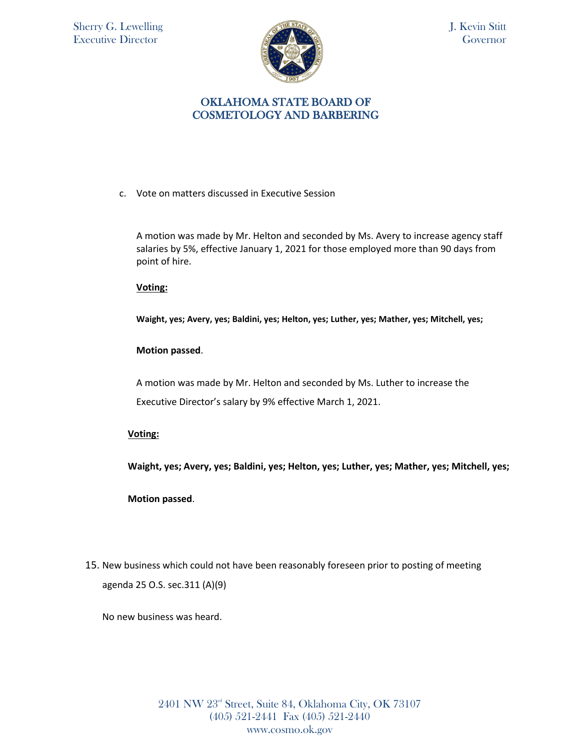c. Vote on matters discussed in Executive Session

A motion was made by Mr. Helton and seconded by Ms. Avery to increase agency staff salaries by 5%, effective January 1, 2021 for those employed more than 90 days from point of hire.

**Voting:**

**Waight, yes; Avery, yes; Baldini, yes; Helton, yes; Luther, yes; Mather, yes; Mitchell, yes;**

**Motion passed**.

A motion was made by Mr. Helton and seconded by Ms. Luther to increase the Executive Director's salary by 9% effective March 1, 2021.

**Voting:**

**Waight, yes; Avery, yes; Baldini, yes; Helton, yes; Luther, yes; Mather, yes; Mitchell, yes;**

**Motion passed**.

15. New business which could not have been reasonably foreseen prior to posting of meeting agenda 25 O.S. sec.311 (A)(9)

No new business was heard.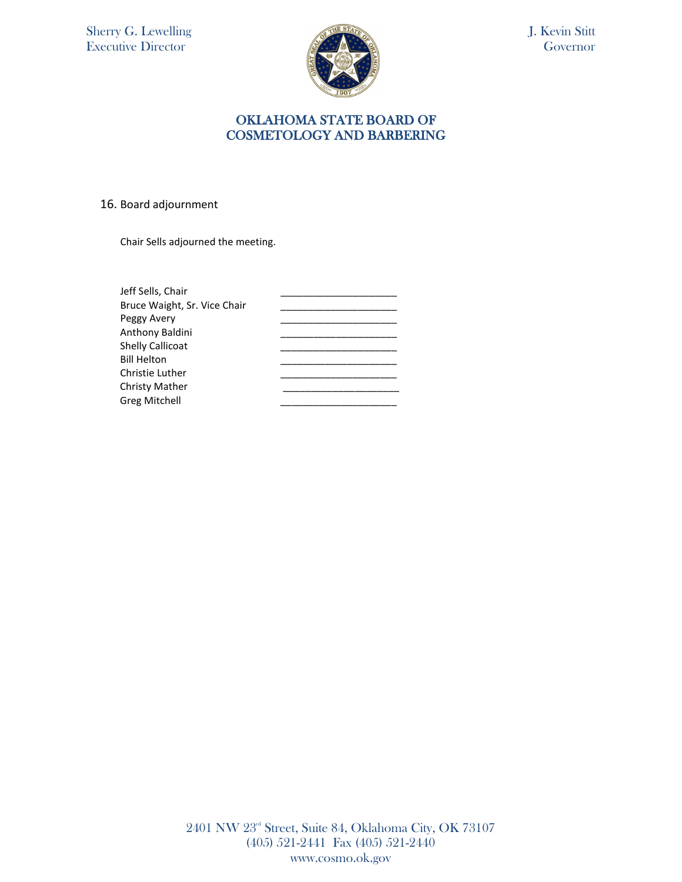16. Board adjournment

Chair Sells adjourned the meeting.

| | |
|---|---|
| Jeff Sells, Chair | _____________________ |
| Bruce Waight, Sr. Vice Chair | _____________________ |
| Peggy Avery | _____________________ |
| Anthony Baldini | _____________________ |
| Shelly Callicoat | _____________________ |
| Bill Helton | _____________________ |
| Christie Luther | _____________________ |
| Christy Mather | _____________________ |
| Greg Mitchell | _____________________ |